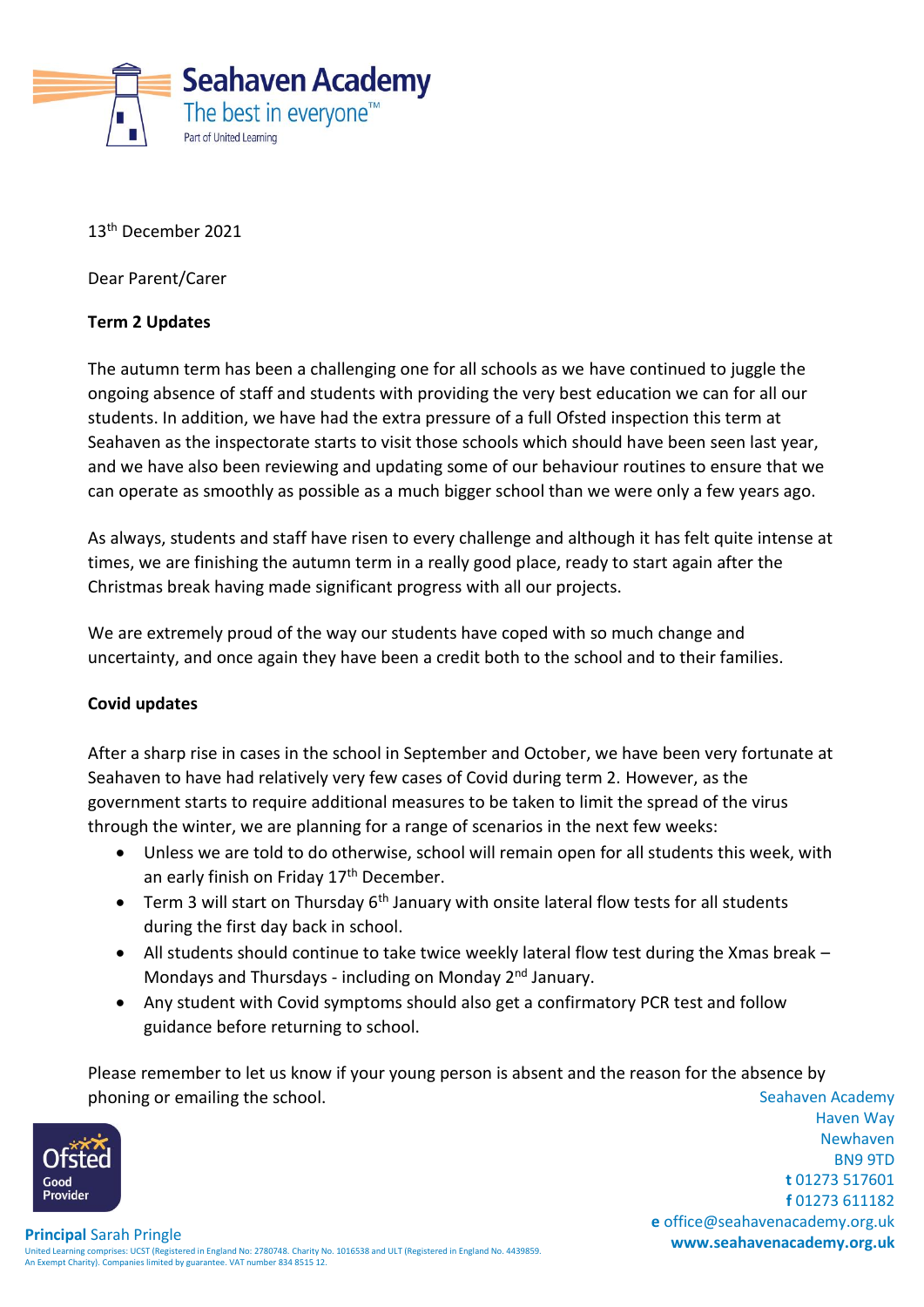**Seahaven Academy**
The best in everyone™
Part of United Learning

13th December 2021

Dear Parent/Carer

**Term 2 Updates**

The autumn term has been a challenging one for all schools as we have continued to juggle the ongoing absence of staff and students with providing the very best education we can for all our students. In addition, we have had the extra pressure of a full Ofsted inspection this term at Seahaven as the inspectorate starts to visit those schools which should have been seen last year, and we have also been reviewing and updating some of our behaviour routines to ensure that we can operate as smoothly as possible as a much bigger school than we were only a few years ago.

As always, students and staff have risen to every challenge and although it has felt quite intense at times, we are finishing the autumn term in a really good place, ready to start again after the Christmas break having made significant progress with all our projects.

We are extremely proud of the way our students have coped with so much change and uncertainty, and once again they have been a credit both to the school and to their families.

**Covid updates**

After a sharp rise in cases in the school in September and October, we have been very fortunate at Seahaven to have had relatively very few cases of Covid during term 2. However, as the government starts to require additional measures to be taken to limit the spread of the virus through the winter, we are planning for a range of scenarios in the next few weeks:

- Unless we are told to do otherwise, school will remain open for all students this week, with an early finish on Friday 17th December.
- Term 3 will start on Thursday 6th January with onsite lateral flow tests for all students during the first day back in school.
- All students should continue to take twice weekly lateral flow test during the Xmas break – Mondays and Thursdays - including on Monday 2nd January.
- Any student with Covid symptoms should also get a confirmatory PCR test and follow guidance before returning to school.

Please remember to let us know if your young person is absent and the reason for the absence by phoning or emailing the school.

Ofsted Good Provider

**Principal** Sarah Pringle

United Learning comprises: UCST (Registered in England No: 2780748. Charity No. 1016538 and ULT (Registered in England No. 4439859. An Exempt Charity). Companies limited by guarantee. VAT number 834 8515 12.

Seahaven Academy
Haven Way
Newhaven
BN9 9TD
**t** 01273 517601
**f** 01273 611182
**e** office@seahavenacademy.org.uk
**www.seahavenacademy.org.uk**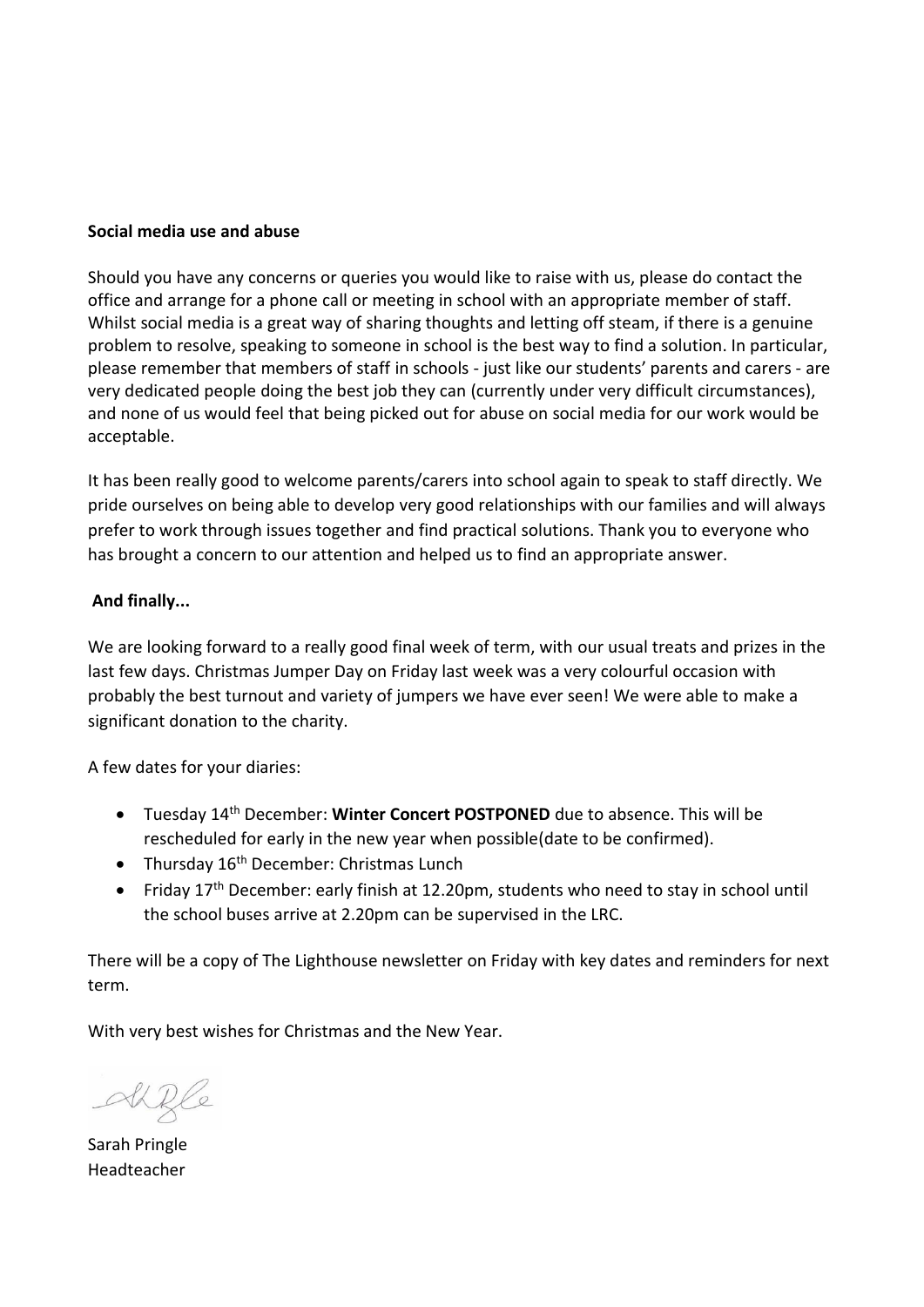**Social media use and abuse**

Should you have any concerns or queries you would like to raise with us, please do contact the office and arrange for a phone call or meeting in school with an appropriate member of staff. Whilst social media is a great way of sharing thoughts and letting off steam, if there is a genuine problem to resolve, speaking to someone in school is the best way to find a solution. In particular, please remember that members of staff in schools - just like our students' parents and carers - are very dedicated people doing the best job they can (currently under very difficult circumstances), and none of us would feel that being picked out for abuse on social media for our work would be acceptable.

It has been really good to welcome parents/carers into school again to speak to staff directly. We pride ourselves on being able to develop very good relationships with our families and will always prefer to work through issues together and find practical solutions. Thank you to everyone who has brought a concern to our attention and helped us to find an appropriate answer.

**And finally...**

We are looking forward to a really good final week of term, with our usual treats and prizes in the last few days. Christmas Jumper Day on Friday last week was a very colourful occasion with probably the best turnout and variety of jumpers we have ever seen! We were able to make a significant donation to the charity.

A few dates for your diaries:

- Tuesday 14th December: **Winter Concert POSTPONED** due to absence. This will be rescheduled for early in the new year when possible(date to be confirmed).
- Thursday 16th December: Christmas Lunch
- Friday 17th December: early finish at 12.20pm, students who need to stay in school until the school buses arrive at 2.20pm can be supervised in the LRC.

There will be a copy of The Lighthouse newsletter on Friday with key dates and reminders for next term.

With very best wishes for Christmas and the New Year.

Sarah Pringle
Headteacher